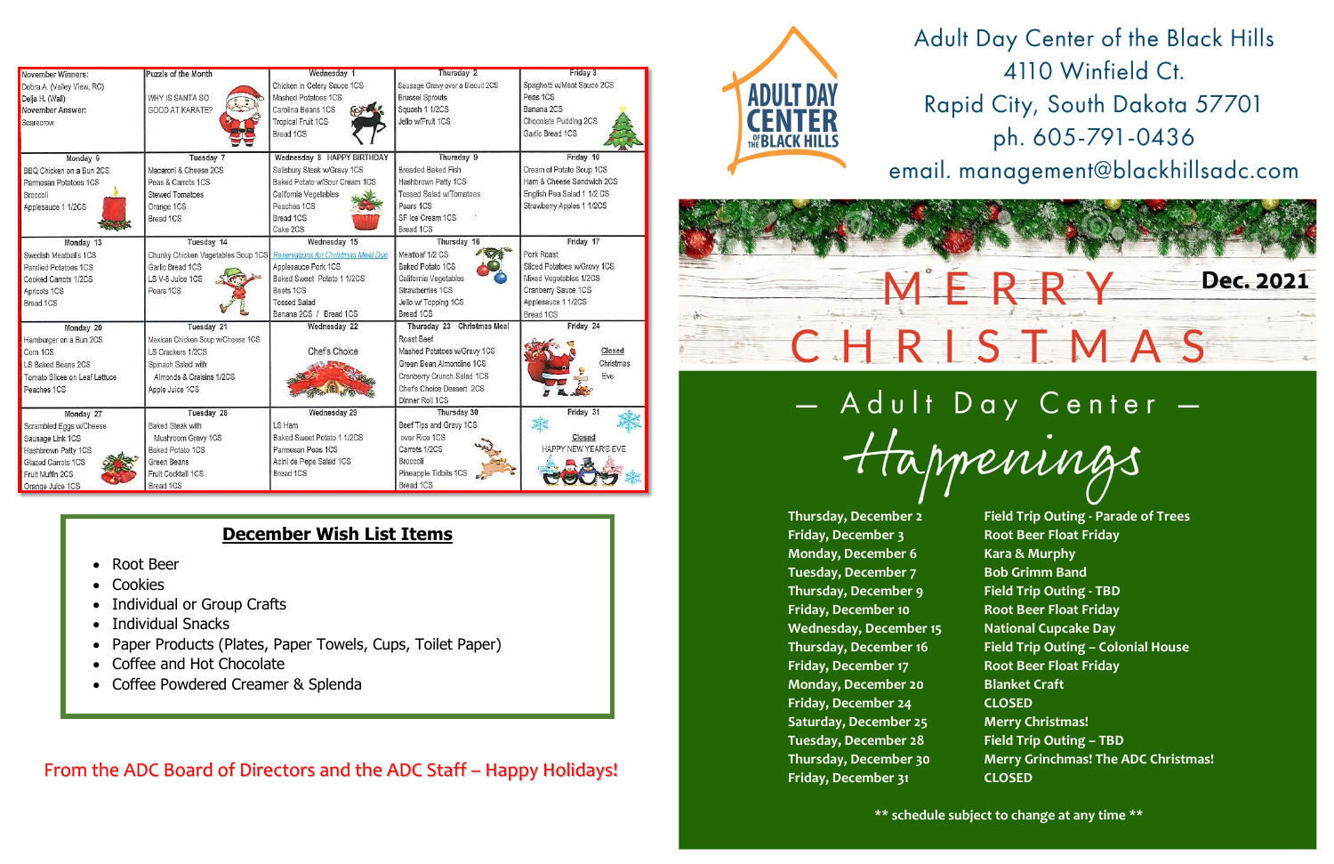| November Winners: Debra A. (Valley View, RC) Delja H. (Wall) November Answer: Scarecrow | Puzzle of the Month WHY IS SANTA SO GOOD AT KARATE? | Wednesday 1 Chicken in Celery Sauce 1CS Mashed Potatoes 1CS Carolina Beans 1CS Tropical Fruit 1CS Bread 1CS | Thursday 2 Sausage Gravy over a Biscuit 2CS Brussel Sprouts Squash 1 1/2CS Jello w/Fruit 1CS | Friday 3 Spaghetti w/Meat Sauce 2CS Peas 1CS Banana 2CS Chocolate Pudding 2CS Garlic Bread 1CS |
|---|---|---|---|---|
| Monday 6 BBQ Chicken on a Bun 2CS Parmesan Potatoes 1CS Broccoli Applesauce 1 1/2CS | Tuesday 7 Macaroni & Cheese 2CS Peas & Carrots 1CS Stewed Tomatoes Orange 1CS Bread 1CS | Wednesday 8 HAPPY BIRTHDAY Salisbury Steak w/Gravy 1CS Baked Potato w/Sour Cream 1CS California Vegetables Peaches 1CS Bread 1CS Cake 2CS | Thursday 9 Breaded Baked Fish Hashbrown Patty 1CS Tossed Salad w/Tomatoes Pears 1CS SF Ice Cream 1CS Bread 1CS | Friday 10 Cream of Potato Soup 1CS Ham & Cheese Sandwich 2CS English Pea Salad 1 1/2 CS Strawberry Apples 1 1/2CS |
| Monday 13 Swedish Meatballs 1CS Parslied Potatoes 1CS Cooked Carrots 1/2CS Apricots 1CS Bread 1CS | Tuesday 14 Chunky Chicken Vegetables Soup 1CS Garlic Bread 1CS LS V-8 Juice 1CS Pears 1CS | Wednesday 15 Reservations for Christmas Meal Due Applesauce Pork 1CS Baked Sweet Potato 1 1/2CS Beets 1CS Tossed Salad Banana 2CS / Bread 1CS | Thursday 16 Meatloaf 1/2 CS Baked Potato 1CS California Vegetables Strawberries 1CS Jello w/ Topping 1CS Bread 1CS | Friday 17 Pork Roast Sliced Potatoes w/Gravy 1CS Mixed Vegetables 1/2CS Cranberry Sauce 1CS Applesauce 1 1/2CS Bread 1CS |
| Monday 20 Hamburger on a Bun 2CS Corn 1CS LS Baked Beans 2CS Tomato Slices on Leaf Lettuce Peaches 1CS | Tuesday 21 Mexican Chicken Soup w/Cheese 1CS LS Crackers 1/2CS Spinach Salad with Almonds & Craisins 1/2CS Apple Juice 1CS | Wednesday 22 Chef's Choice | Thursday 23 Christmas Meal Roast Beef Mashed Potatoes w/Gravy 1CS Green Bean Almondine 1CS Cranberry Crunch Salad 1CS Chef's Choice Dessert 2CS Dinner Roll 1CS | Friday 24 Closed Christmas Eve |
| Monday 27 Scrambled Eggs w/Cheese Sausage Link 1CS Hashbrown Patty 1CS Glazed Carrots 1CS Fruit Muffin 2CS Orange Juice 1CS | Tuesday 28 Baked Steak with Mushroom Gravy 1CS Baked Potato 1CS Green Beans Fruit Cocktail 1CS Bread 1CS | Wednesday 29 LS Ham Baked Sweet Potato 1 1/2CS Parmesan Peas 1CS Acini de Pepe Salad 1CS Bread 1CS | Thursday 30 Beef Tips and Gravy 1CS over Rice 1CS Carrots 1/2CS Broccoli Pineapple Tidbits 1CS Bread 1CS | Friday 31 Closed HAPPY NEW YEAR'S EVE |

## December Wish List Items

- Root Beer
- Cookies
- Individual or Group Crafts
- Individual Snacks
- Paper Products (Plates, Paper Towels, Cups, Toilet Paper)
- Coffee and Hot Chocolate
- Coffee Powdered Creamer & Splenda

From the ADC Board of Directors and the ADC Staff – Happy Holidays!

Adult Day Center of the Black Hills
4110 Winfield Ct.
Rapid City, South Dakota 57701
ph. 605-791-0436
email. management@blackhillsadc.com

# MERRY CHRISTMAS

**Dec. 2021**

## — Adult Day Center — Happenings

| | |
|---|---|
| **Thursday, December 2** | **Field Trip Outing - Parade of Trees** |
| **Friday, December 3** | **Root Beer Float Friday** |
| **Monday, December 6** | **Kara & Murphy** |
| **Tuesday, December 7** | **Bob Grimm Band** |
| **Thursday, December 9** | **Field Trip Outing - TBD** |
| **Friday, December 10** | **Root Beer Float Friday** |
| **Wednesday, December 15** | **National Cupcake Day** |
| **Thursday, December 16** | **Field Trip Outing – Colonial House** |
| **Friday, December 17** | **Root Beer Float Friday** |
| **Monday, December 20** | **Blanket Craft** |
| **Friday, December 24** | **CLOSED** |
| **Saturday, December 25** | **Merry Christmas!** |
| **Tuesday, December 28** | **Field Trip Outing – TBD** |
| **Thursday, December 30** | **Merry Grinchmas! The ADC Christmas!** |
| **Friday, December 31** | **CLOSED** |

**\*\* schedule subject to change at any time \*\***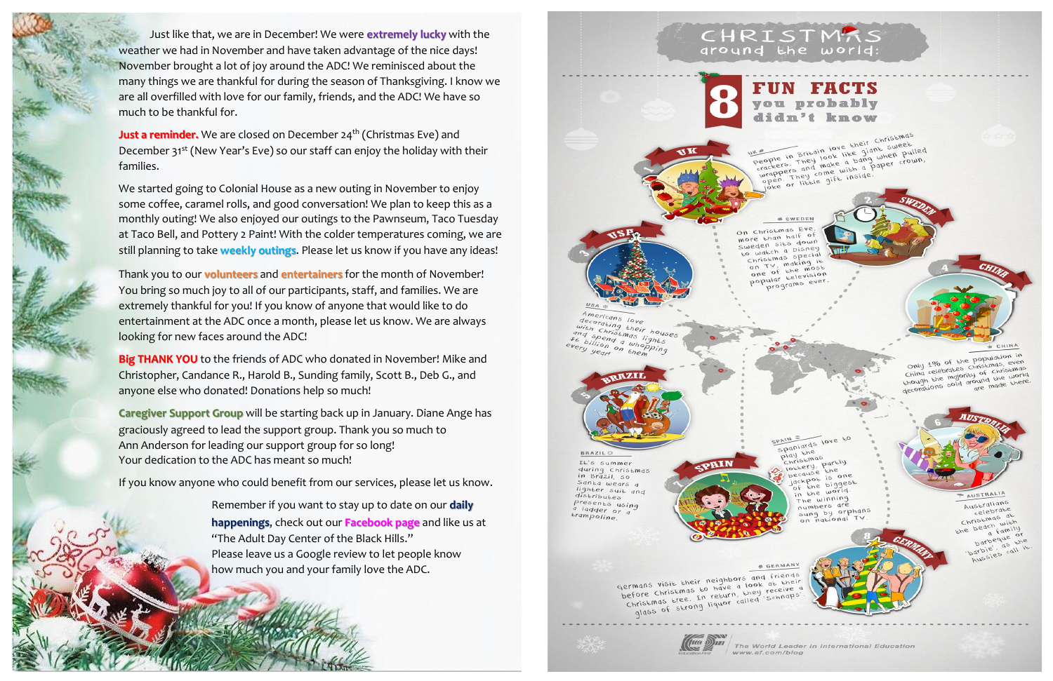Just like that, we are in December! We were **extremely lucky** with the weather we had in November and have taken advantage of the nice days! November brought a lot of joy around the ADC! We reminisced about the many things we are thankful for during the season of Thanksgiving. I know we are all overfilled with love for our family, friends, and the ADC! We have so much to be thankful for.

**Just a reminder.** We are closed on December 24th (Christmas Eve) and December 31st (New Year's Eve) so our staff can enjoy the holiday with their families.

We started going to Colonial House as a new outing in November to enjoy some coffee, caramel rolls, and good conversation! We plan to keep this as a monthly outing! We also enjoyed our outings to the Pawnseum, Taco Tuesday at Taco Bell, and Pottery 2 Paint! With the colder temperatures coming, we are still planning to take **weekly outings**. Please let us know if you have any ideas!

Thank you to our **volunteers** and **entertainers** for the month of November! You bring so much joy to all of our participants, staff, and families. We are extremely thankful for you! If you know of anyone that would like to do entertainment at the ADC once a month, please let us know. We are always looking for new faces around the ADC!

**Big THANK YOU** to the friends of ADC who donated in November! Mike and Christopher, Candance R., Harold B., Sunding family, Scott B., Deb G., and anyone else who donated! Donations help so much!

**Caregiver Support Group** will be starting back up in January. Diane Ange has graciously agreed to lead the support group. Thank you so much to Ann Anderson for leading our support group for so long! Your dedication to the ADC has meant so much!

If you know anyone who could benefit from our services, please let us know.

Remember if you want to stay up to date on our **daily happenings**, check out our **Facebook page** and like us at "The Adult Day Center of the Black Hills." Please leave us a Google review to let people know how much you and your family love the ADC.

# CHRISTMAS around the world:

## 8 FUN FACTS you probably didn't know

**1. UK** — People in Britain love their Christmas crackers. They look like giant sweet wrappers and make a bang when pulled open. They come with a paper crown, joke or little gift inside.

**2. SWEDEN** — On Christmas Eve, more than half of Sweden sits down to watch a Disney Christmas special on TV, making it one of the most popular television programs ever.

**3. USA** — Americans love decorating their houses with Christmas lights and spend a whopping $6 billion on them every year!

**4. CHINA** — Only 1% of the population in China celebrates Christmas, even though the majority of Christmas decorations sold around the world are made there.

**5. BRAZIL** — It's summer during Christmas in Brazil, so Santa wears a lighter suit and distributes presents using a ladder or a trampoline.

**6. AUSTRALIA** — Australians celebrate Christmas at the beach with a family barbeque or 'barbie', as the Aussies call it.

**7. SPAIN** — Spaniards love to play the Christmas lottery, partly because the jackpot is one of the biggest in the world. The winning numbers are sung by orphans on national TV.

**8. GERMANY** — Germans visit their neighbors and friends before Christmas to have a look at their Christmas tree. In return, they receive a glass of strong liquor called 'Schnaps'.

EF Education First — The World Leader in International Education — www.ef.com/blog